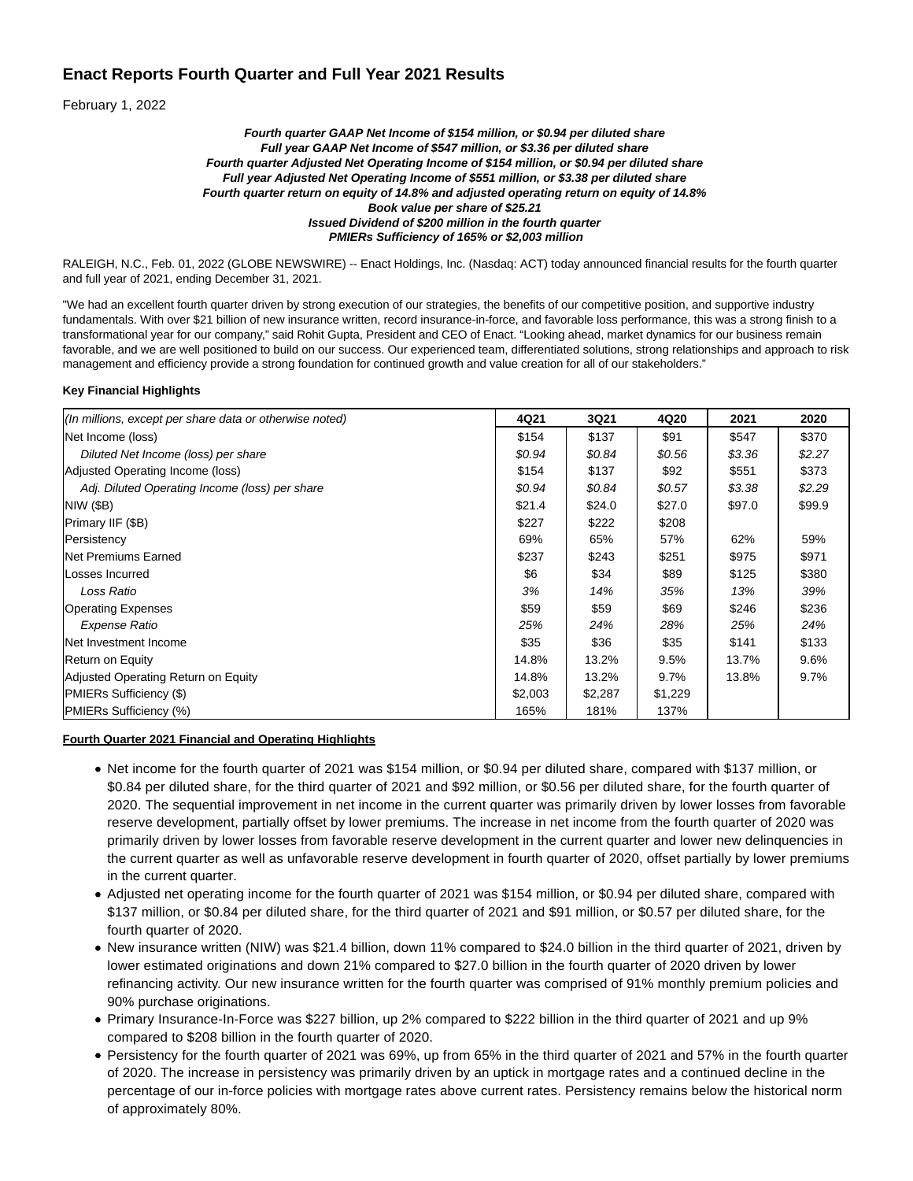# Enact Reports Fourth Quarter and Full Year 2021 Results

February 1, 2022

***Fourth quarter GAAP Net Income of $154 million, or $0.94 per diluted share***
***Full year GAAP Net Income of $547 million, or $3.36 per diluted share***
***Fourth quarter Adjusted Net Operating Income of $154 million, or $0.94 per diluted share***
***Full year Adjusted Net Operating Income of $551 million, or $3.38 per diluted share***
***Fourth quarter return on equity of 14.8% and adjusted operating return on equity of 14.8%***
***Book value per share of $25.21***
***Issued Dividend of $200 million in the fourth quarter***
***PMIERs Sufficiency of 165% or $2,003 million***

RALEIGH, N.C., Feb. 01, 2022 (GLOBE NEWSWIRE) -- Enact Holdings, Inc. (Nasdaq: ACT) today announced financial results for the fourth quarter and full year of 2021, ending December 31, 2021.

"We had an excellent fourth quarter driven by strong execution of our strategies, the benefits of our competitive position, and supportive industry fundamentals. With over $21 billion of new insurance written, record insurance-in-force, and favorable loss performance, this was a strong finish to a transformational year for our company," said Rohit Gupta, President and CEO of Enact. "Looking ahead, market dynamics for our business remain favorable, and we are well positioned to build on our success. Our experienced team, differentiated solutions, strong relationships and approach to risk management and efficiency provide a strong foundation for continued growth and value creation for all of our stakeholders."

**Key Financial Highlights**

| *(In millions, except per share data or otherwise noted)* | 4Q21 | 3Q21 | 4Q20 | 2021 | 2020 |
|---|---|---|---|---|---|
| Net Income (loss) | $154 | $137 | $91 | $547 | $370 |
| *Diluted Net Income (loss) per share* | *$0.94* | *$0.84* | *$0.56* | *$3.36* | *$2.27* |
| Adjusted Operating Income (loss) | $154 | $137 | $92 | $551 | $373 |
| *Adj. Diluted Operating Income (loss) per share* | *$0.94* | *$0.84* | *$0.57* | *$3.38* | *$2.29* |
| NIW ($B) | $21.4 | $24.0 | $27.0 | $97.0 | $99.9 |
| Primary IIF ($B) | $227 | $222 | $208 | | |
| Persistency | 69% | 65% | 57% | 62% | 59% |
| Net Premiums Earned | $237 | $243 | $251 | $975 | $971 |
| Losses Incurred | $6 | $34 | $89 | $125 | $380 |
| *Loss Ratio* | *3%* | *14%* | *35%* | *13%* | *39%* |
| Operating Expenses | $59 | $59 | $69 | $246 | $236 |
| *Expense Ratio* | *25%* | *24%* | *28%* | *25%* | *24%* |
| Net Investment Income | $35 | $36 | $35 | $141 | $133 |
| Return on Equity | 14.8% | 13.2% | 9.5% | 13.7% | 9.6% |
| Adjusted Operating Return on Equity | 14.8% | 13.2% | 9.7% | 13.8% | 9.7% |
| PMIERs Sufficiency ($) | $2,003 | $2,287 | $1,229 | | |
| PMIERs Sufficiency (%) | 165% | 181% | 137% | | |

**Fourth Quarter 2021 Financial and Operating Highlights**

- Net income for the fourth quarter of 2021 was $154 million, or $0.94 per diluted share, compared with $137 million, or $0.84 per diluted share, for the third quarter of 2021 and $92 million, or $0.56 per diluted share, for the fourth quarter of 2020. The sequential improvement in net income in the current quarter was primarily driven by lower losses from favorable reserve development, partially offset by lower premiums. The increase in net income from the fourth quarter of 2020 was primarily driven by lower losses from favorable reserve development in the current quarter and lower new delinquencies in the current quarter as well as unfavorable reserve development in fourth quarter of 2020, offset partially by lower premiums in the current quarter.
- Adjusted net operating income for the fourth quarter of 2021 was $154 million, or $0.94 per diluted share, compared with $137 million, or $0.84 per diluted share, for the third quarter of 2021 and $91 million, or $0.57 per diluted share, for the fourth quarter of 2020.
- New insurance written (NIW) was $21.4 billion, down 11% compared to $24.0 billion in the third quarter of 2021, driven by lower estimated originations and down 21% compared to $27.0 billion in the fourth quarter of 2020 driven by lower refinancing activity. Our new insurance written for the fourth quarter was comprised of 91% monthly premium policies and 90% purchase originations.
- Primary Insurance-In-Force was $227 billion, up 2% compared to $222 billion in the third quarter of 2021 and up 9% compared to $208 billion in the fourth quarter of 2020.
- Persistency for the fourth quarter of 2021 was 69%, up from 65% in the third quarter of 2021 and 57% in the fourth quarter of 2020. The increase in persistency was primarily driven by an uptick in mortgage rates and a continued decline in the percentage of our in-force policies with mortgage rates above current rates. Persistency remains below the historical norm of approximately 80%.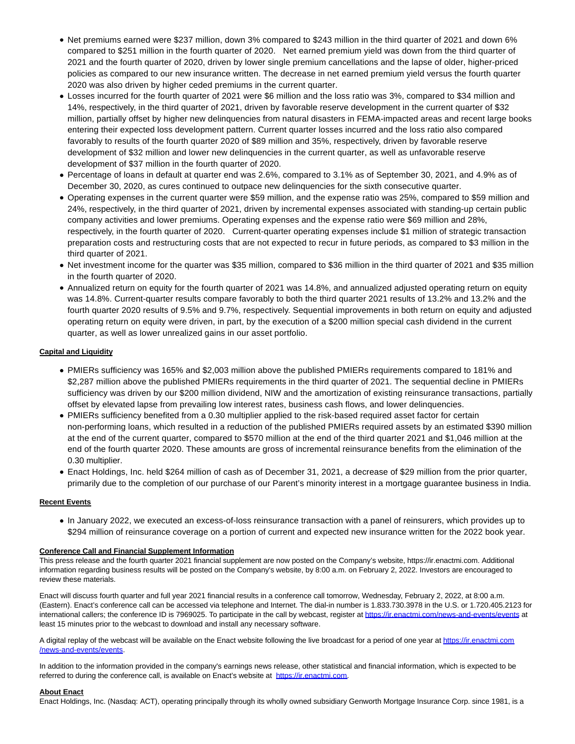- Net premiums earned were $237 million, down 3% compared to $243 million in the third quarter of 2021 and down 6% compared to $251 million in the fourth quarter of 2020. Net earned premium yield was down from the third quarter of 2021 and the fourth quarter of 2020, driven by lower single premium cancellations and the lapse of older, higher-priced policies as compared to our new insurance written. The decrease in net earned premium yield versus the fourth quarter 2020 was also driven by higher ceded premiums in the current quarter.
- Losses incurred for the fourth quarter of 2021 were $6 million and the loss ratio was 3%, compared to $34 million and 14%, respectively, in the third quarter of 2021, driven by favorable reserve development in the current quarter of $32 million, partially offset by higher new delinquencies from natural disasters in FEMA-impacted areas and recent large books entering their expected loss development pattern. Current quarter losses incurred and the loss ratio also compared favorably to results of the fourth quarter 2020 of $89 million and 35%, respectively, driven by favorable reserve development of $32 million and lower new delinquencies in the current quarter, as well as unfavorable reserve development of $37 million in the fourth quarter of 2020.
- Percentage of loans in default at quarter end was 2.6%, compared to 3.1% as of September 30, 2021, and 4.9% as of December 30, 2020, as cures continued to outpace new delinquencies for the sixth consecutive quarter.
- Operating expenses in the current quarter were $59 million, and the expense ratio was 25%, compared to $59 million and 24%, respectively, in the third quarter of 2021, driven by incremental expenses associated with standing-up certain public company activities and lower premiums. Operating expenses and the expense ratio were $69 million and 28%, respectively, in the fourth quarter of 2020. Current-quarter operating expenses include $1 million of strategic transaction preparation costs and restructuring costs that are not expected to recur in future periods, as compared to $3 million in the third quarter of 2021.
- Net investment income for the quarter was $35 million, compared to $36 million in the third quarter of 2021 and $35 million in the fourth quarter of 2020.
- Annualized return on equity for the fourth quarter of 2021 was 14.8%, and annualized adjusted operating return on equity was 14.8%. Current-quarter results compare favorably to both the third quarter 2021 results of 13.2% and 13.2% and the fourth quarter 2020 results of 9.5% and 9.7%, respectively. Sequential improvements in both return on equity and adjusted operating return on equity were driven, in part, by the execution of a $200 million special cash dividend in the current quarter, as well as lower unrealized gains in our asset portfolio.

**Capital and Liquidity**

- PMIERs sufficiency was 165% and $2,003 million above the published PMIERs requirements compared to 181% and $2,287 million above the published PMIERs requirements in the third quarter of 2021. The sequential decline in PMIERs sufficiency was driven by our $200 million dividend, NIW and the amortization of existing reinsurance transactions, partially offset by elevated lapse from prevailing low interest rates, business cash flows, and lower delinquencies.
- PMIERs sufficiency benefited from a 0.30 multiplier applied to the risk-based required asset factor for certain non-performing loans, which resulted in a reduction of the published PMIERs required assets by an estimated $390 million at the end of the current quarter, compared to $570 million at the end of the third quarter 2021 and $1,046 million at the end of the fourth quarter 2020. These amounts are gross of incremental reinsurance benefits from the elimination of the 0.30 multiplier.
- Enact Holdings, Inc. held $264 million of cash as of December 31, 2021, a decrease of $29 million from the prior quarter, primarily due to the completion of our purchase of our Parent's minority interest in a mortgage guarantee business in India.

**Recent Events**

- In January 2022, we executed an excess-of-loss reinsurance transaction with a panel of reinsurers, which provides up to $294 million of reinsurance coverage on a portion of current and expected new insurance written for the 2022 book year.

**Conference Call and Financial Supplement Information**

This press release and the fourth quarter 2021 financial supplement are now posted on the Company's website, https://ir.enactmi.com. Additional information regarding business results will be posted on the Company's website, by 8:00 a.m. on February 2, 2022. Investors are encouraged to review these materials.

Enact will discuss fourth quarter and full year 2021 financial results in a conference call tomorrow, Wednesday, February 2, 2022, at 8:00 a.m. (Eastern). Enact's conference call can be accessed via telephone and Internet. The dial-in number is 1.833.730.3978 in the U.S. or 1.720.405.2123 for international callers; the conference ID is 7969025. To participate in the call by webcast, register at https://ir.enactmi.com/news-and-events/events at least 15 minutes prior to the webcast to download and install any necessary software.

A digital replay of the webcast will be available on the Enact website following the live broadcast for a period of one year at https://ir.enactmi.com/news-and-events/events.

In addition to the information provided in the company's earnings news release, other statistical and financial information, which is expected to be referred to during the conference call, is available on Enact's website at https://ir.enactmi.com.

**About Enact**

Enact Holdings, Inc. (Nasdaq: ACT), operating principally through its wholly owned subsidiary Genworth Mortgage Insurance Corp. since 1981, is a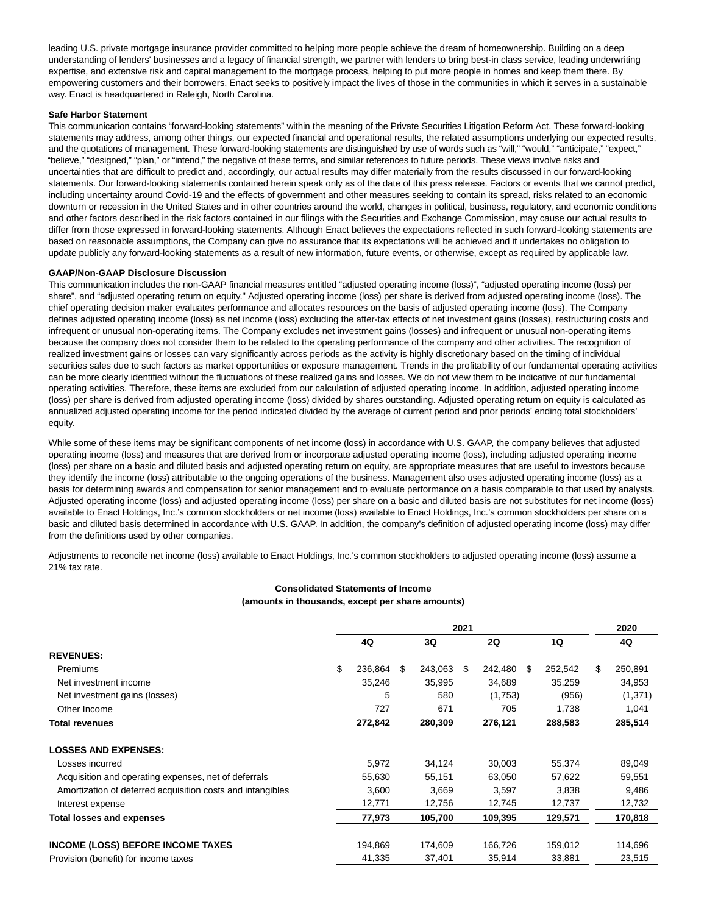leading U.S. private mortgage insurance provider committed to helping more people achieve the dream of homeownership. Building on a deep understanding of lenders' businesses and a legacy of financial strength, we partner with lenders to bring best-in class service, leading underwriting expertise, and extensive risk and capital management to the mortgage process, helping to put more people in homes and keep them there. By empowering customers and their borrowers, Enact seeks to positively impact the lives of those in the communities in which it serves in a sustainable way. Enact is headquartered in Raleigh, North Carolina.

**Safe Harbor Statement**

This communication contains "forward-looking statements" within the meaning of the Private Securities Litigation Reform Act. These forward-looking statements may address, among other things, our expected financial and operational results, the related assumptions underlying our expected results, and the quotations of management. These forward-looking statements are distinguished by use of words such as "will," "would," "anticipate," "expect," "believe," "designed," "plan," or "intend," the negative of these terms, and similar references to future periods. These views involve risks and uncertainties that are difficult to predict and, accordingly, our actual results may differ materially from the results discussed in our forward-looking statements. Our forward-looking statements contained herein speak only as of the date of this press release. Factors or events that we cannot predict, including uncertainty around Covid-19 and the effects of government and other measures seeking to contain its spread, risks related to an economic downturn or recession in the United States and in other countries around the world, changes in political, business, regulatory, and economic conditions and other factors described in the risk factors contained in our filings with the Securities and Exchange Commission, may cause our actual results to differ from those expressed in forward-looking statements. Although Enact believes the expectations reflected in such forward-looking statements are based on reasonable assumptions, the Company can give no assurance that its expectations will be achieved and it undertakes no obligation to update publicly any forward-looking statements as a result of new information, future events, or otherwise, except as required by applicable law.

**GAAP/Non-GAAP Disclosure Discussion**

This communication includes the non-GAAP financial measures entitled "adjusted operating income (loss)", "adjusted operating income (loss) per share", and "adjusted operating return on equity." Adjusted operating income (loss) per share is derived from adjusted operating income (loss). The chief operating decision maker evaluates performance and allocates resources on the basis of adjusted operating income (loss). The Company defines adjusted operating income (loss) as net income (loss) excluding the after-tax effects of net investment gains (losses), restructuring costs and infrequent or unusual non-operating items. The Company excludes net investment gains (losses) and infrequent or unusual non-operating items because the company does not consider them to be related to the operating performance of the company and other activities. The recognition of realized investment gains or losses can vary significantly across periods as the activity is highly discretionary based on the timing of individual securities sales due to such factors as market opportunities or exposure management. Trends in the profitability of our fundamental operating activities can be more clearly identified without the fluctuations of these realized gains and losses. We do not view them to be indicative of our fundamental operating activities. Therefore, these items are excluded from our calculation of adjusted operating income. In addition, adjusted operating income (loss) per share is derived from adjusted operating income (loss) divided by shares outstanding. Adjusted operating return on equity is calculated as annualized adjusted operating income for the period indicated divided by the average of current period and prior periods' ending total stockholders' equity.

While some of these items may be significant components of net income (loss) in accordance with U.S. GAAP, the company believes that adjusted operating income (loss) and measures that are derived from or incorporate adjusted operating income (loss), including adjusted operating income (loss) per share on a basic and diluted basis and adjusted operating return on equity, are appropriate measures that are useful to investors because they identify the income (loss) attributable to the ongoing operations of the business. Management also uses adjusted operating income (loss) as a basis for determining awards and compensation for senior management and to evaluate performance on a basis comparable to that used by analysts. Adjusted operating income (loss) and adjusted operating income (loss) per share on a basic and diluted basis are not substitutes for net income (loss) available to Enact Holdings, Inc.'s common stockholders or net income (loss) available to Enact Holdings, Inc.'s common stockholders per share on a basic and diluted basis determined in accordance with U.S. GAAP. In addition, the company's definition of adjusted operating income (loss) may differ from the definitions used by other companies.

Adjustments to reconcile net income (loss) available to Enact Holdings, Inc.'s common stockholders to adjusted operating income (loss) assume a 21% tax rate.

**Consolidated Statements of Income**
**(amounts in thousands, except per share amounts)**

| | 2021 | | | | 2020 |
|---|---|---|---|---|---|
| | 4Q | 3Q | 2Q | 1Q | 4Q |
| **REVENUES:** | | | | | |
| Premiums | $ 236,864 | $ 243,063 | $ 242,480 | $ 252,542 | $ 250,891 |
| Net investment income | 35,246 | 35,995 | 34,689 | 35,259 | 34,953 |
| Net investment gains (losses) | 5 | 580 | (1,753) | (956) | (1,371) |
| Other Income | 727 | 671 | 705 | 1,738 | 1,041 |
| **Total revenues** | **272,842** | **280,309** | **276,121** | **288,583** | **285,514** |
| **LOSSES AND EXPENSES:** | | | | | |
| Losses incurred | 5,972 | 34,124 | 30,003 | 55,374 | 89,049 |
| Acquisition and operating expenses, net of deferrals | 55,630 | 55,151 | 63,050 | 57,622 | 59,551 |
| Amortization of deferred acquisition costs and intangibles | 3,600 | 3,669 | 3,597 | 3,838 | 9,486 |
| Interest expense | 12,771 | 12,756 | 12,745 | 12,737 | 12,732 |
| **Total losses and expenses** | **77,973** | **105,700** | **109,395** | **129,571** | **170,818** |
| **INCOME (LOSS) BEFORE INCOME TAXES** | 194,869 | 174,609 | 166,726 | 159,012 | 114,696 |
| Provision (benefit) for income taxes | 41,335 | 37,401 | 35,914 | 33,881 | 23,515 |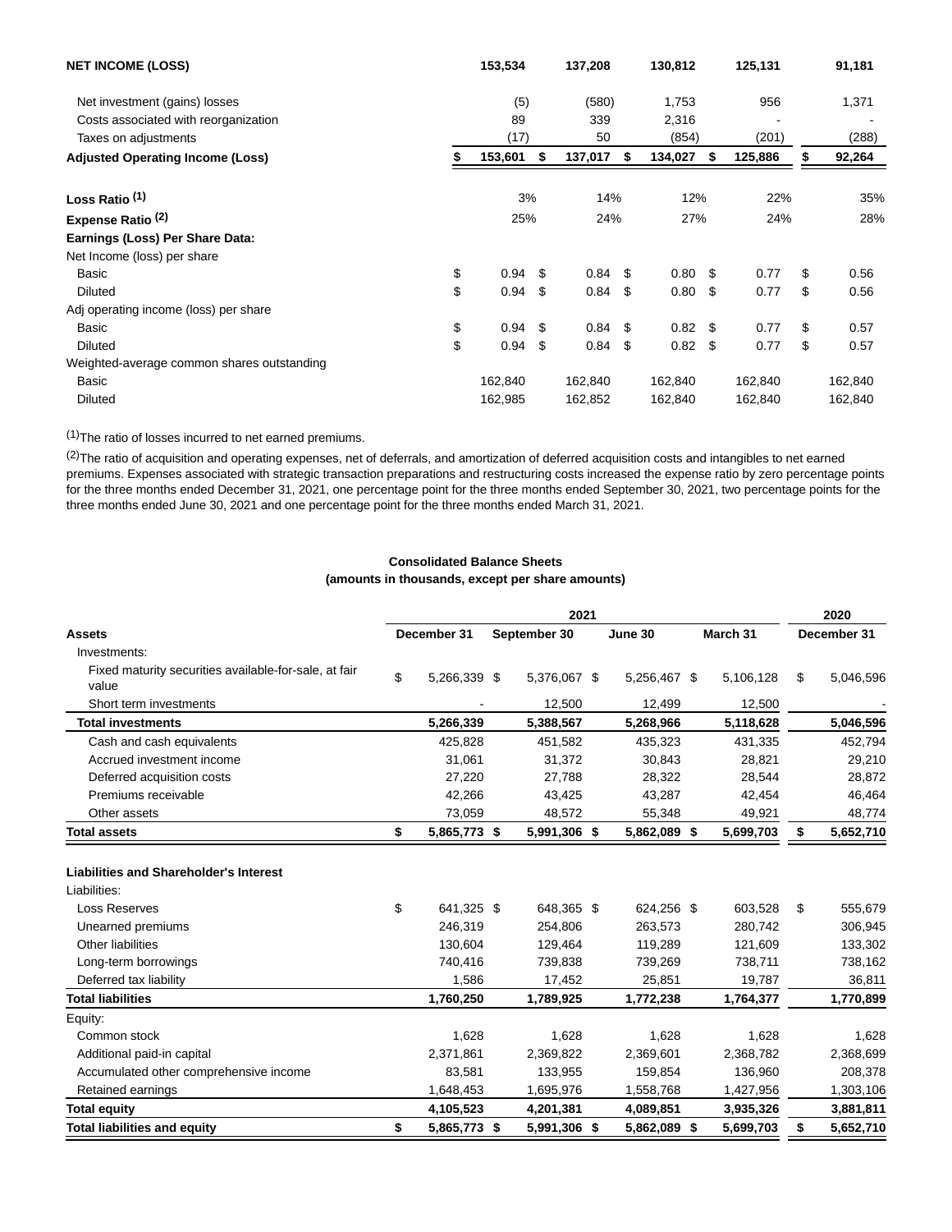| | | | | | |
|---|---|---|---|---|---|
| **NET INCOME (LOSS)** | **153,534** | **137,208** | **130,812** | **125,131** | **91,181** |
| Net investment (gains) losses | (5) | (580) | 1,753 | 956 | 1,371 |
| Costs associated with reorganization | 89 | 339 | 2,316 | - | - |
| Taxes on adjustments | (17) | 50 | (854) | (201) | (288) |
| **Adjusted Operating Income (Loss)** | **$ 153,601** | **$ 137,017** | **$ 134,027** | **$ 125,886** | **$ 92,264** |
| **Loss Ratio [1]** | 3% | 14% | 12% | 22% | 35% |
| **Expense Ratio [2]** | 25% | 24% | 27% | 24% | 28% |
| **Earnings (Loss) Per Share Data:** | | | | | |
| Net Income (loss) per share | | | | | |
| Basic | $ 0.94 | $ 0.84 | $ 0.80 | $ 0.77 | $ 0.56 |
| Diluted | $ 0.94 | $ 0.84 | $ 0.80 | $ 0.77 | $ 0.56 |
| Adj operating income (loss) per share | | | | | |
| Basic | $ 0.94 | $ 0.84 | $ 0.82 | $ 0.77 | $ 0.57 |
| Diluted | $ 0.94 | $ 0.84 | $ 0.82 | $ 0.77 | $ 0.57 |
| Weighted-average common shares outstanding | | | | | |
| Basic | 162,840 | 162,840 | 162,840 | 162,840 | 162,840 |
| Diluted | 162,985 | 162,852 | 162,840 | 162,840 | 162,840 |

[1]The ratio of losses incurred to net earned premiums.

[2]The ratio of acquisition and operating expenses, net of deferrals, and amortization of deferred acquisition costs and intangibles to net earned premiums. Expenses associated with strategic transaction preparations and restructuring costs increased the expense ratio by zero percentage points for the three months ended December 31, 2021, one percentage point for the three months ended September 30, 2021, two percentage points for the three months ended June 30, 2021 and one percentage point for the three months ended March 31, 2021.

**Consolidated Balance Sheets**
**(amounts in thousands, except per share amounts)**

| | 2021 | | | | 2020 |
|---|---|---|---|---|---|
| **Assets** | **December 31** | **September 30** | **June 30** | **March 31** | **December 31** |
| Investments: | | | | | |
| Fixed maturity securities available-for-sale, at fair value | $ 5,266,339 | $ 5,376,067 | $ 5,256,467 | $ 5,106,128 | $ 5,046,596 |
| Short term investments | - | 12,500 | 12,499 | 12,500 | - |
| **Total investments** | **5,266,339** | **5,388,567** | **5,268,966** | **5,118,628** | **5,046,596** |
| Cash and cash equivalents | 425,828 | 451,582 | 435,323 | 431,335 | 452,794 |
| Accrued investment income | 31,061 | 31,372 | 30,843 | 28,821 | 29,210 |
| Deferred acquisition costs | 27,220 | 27,788 | 28,322 | 28,544 | 28,872 |
| Premiums receivable | 42,266 | 43,425 | 43,287 | 42,454 | 46,464 |
| Other assets | 73,059 | 48,572 | 55,348 | 49,921 | 48,774 |
| **Total assets** | **$ 5,865,773** | **$ 5,991,306** | **$ 5,862,089** | **$ 5,699,703** | **$ 5,652,710** |
| **Liabilities and Shareholder's Interest** | | | | | |
| Liabilities: | | | | | |
| Loss Reserves | $ 641,325 | $ 648,365 | $ 624,256 | $ 603,528 | $ 555,679 |
| Unearned premiums | 246,319 | 254,806 | 263,573 | 280,742 | 306,945 |
| Other liabilities | 130,604 | 129,464 | 119,289 | 121,609 | 133,302 |
| Long-term borrowings | 740,416 | 739,838 | 739,269 | 738,711 | 738,162 |
| Deferred tax liability | 1,586 | 17,452 | 25,851 | 19,787 | 36,811 |
| **Total liabilities** | **1,760,250** | **1,789,925** | **1,772,238** | **1,764,377** | **1,770,899** |
| Equity: | | | | | |
| Common stock | 1,628 | 1,628 | 1,628 | 1,628 | 1,628 |
| Additional paid-in capital | 2,371,861 | 2,369,822 | 2,369,601 | 2,368,782 | 2,368,699 |
| Accumulated other comprehensive income | 83,581 | 133,955 | 159,854 | 136,960 | 208,378 |
| Retained earnings | 1,648,453 | 1,695,976 | 1,558,768 | 1,427,956 | 1,303,106 |
| **Total equity** | **4,105,523** | **4,201,381** | **4,089,851** | **3,935,326** | **3,881,811** |
| **Total liabilities and equity** | **$ 5,865,773** | **$ 5,991,306** | **$ 5,862,089** | **$ 5,699,703** | **$ 5,652,710** |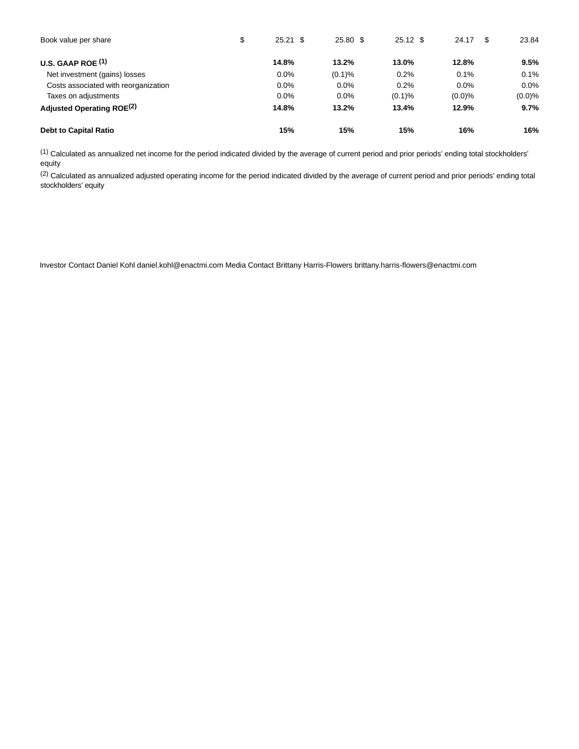| | | | | | |
|---|---|---|---|---|---|
| Book value per share | $ 25.21 | $ 25.80 | $ 25.12 | $ 24.17 | $ 23.84 |
| | | | | | |
| **U.S. GAAP ROE [1]** | **14.8%** | **13.2%** | **13.0%** | **12.8%** | **9.5%** |
| Net investment (gains) losses | 0.0% | (0.1)% | 0.2% | 0.1% | 0.1% |
| Costs associated with reorganization | 0.0% | 0.0% | 0.2% | 0.0% | 0.0% |
| Taxes on adjustments | 0.0% | 0.0% | (0.1)% | (0.0)% | (0.0)% |
| **Adjusted Operating ROE[2]** | **14.8%** | **13.2%** | **13.4%** | **12.9%** | **9.7%** |
| | | | | | |
| **Debt to Capital Ratio** | **15%** | **15%** | **15%** | **16%** | **16%** |

[1] Calculated as annualized net income for the period indicated divided by the average of current period and prior periods' ending total stockholders' equity

[2] Calculated as annualized adjusted operating income for the period indicated divided by the average of current period and prior periods' ending total stockholders' equity

Investor Contact Daniel Kohl daniel.kohl@enactmi.com Media Contact Brittany Harris-Flowers brittany.harris-flowers@enactmi.com